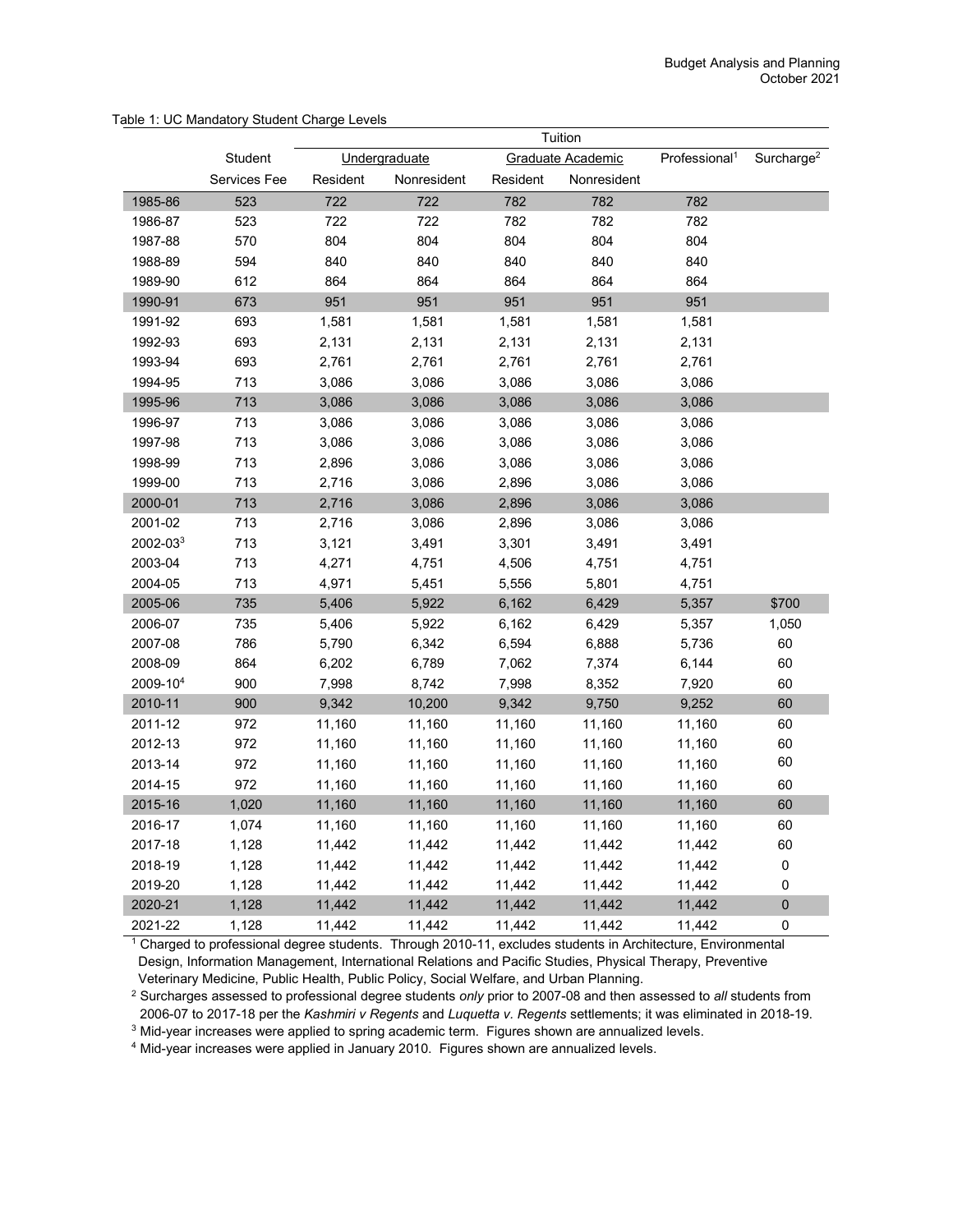Table 1: UC Mandatory Student Charge Levels

| | Student | Tuition | | | | | |
|---|---|---|---|---|---|---|---|
| | Services Fee | Undergraduate | | Graduate Academic | | Professional[1] | Surcharge[2] |
| | | Resident | Nonresident | Resident | Nonresident | | |
| 1985-86 | 523 | 722 | 722 | 782 | 782 | 782 | |
| 1986-87 | 523 | 722 | 722 | 782 | 782 | 782 | |
| 1987-88 | 570 | 804 | 804 | 804 | 804 | 804 | |
| 1988-89 | 594 | 840 | 840 | 840 | 840 | 840 | |
| 1989-90 | 612 | 864 | 864 | 864 | 864 | 864 | |
| 1990-91 | 673 | 951 | 951 | 951 | 951 | 951 | |
| 1991-92 | 693 | 1,581 | 1,581 | 1,581 | 1,581 | 1,581 | |
| 1992-93 | 693 | 2,131 | 2,131 | 2,131 | 2,131 | 2,131 | |
| 1993-94 | 693 | 2,761 | 2,761 | 2,761 | 2,761 | 2,761 | |
| 1994-95 | 713 | 3,086 | 3,086 | 3,086 | 3,086 | 3,086 | |
| 1995-96 | 713 | 3,086 | 3,086 | 3,086 | 3,086 | 3,086 | |
| 1996-97 | 713 | 3,086 | 3,086 | 3,086 | 3,086 | 3,086 | |
| 1997-98 | 713 | 3,086 | 3,086 | 3,086 | 3,086 | 3,086 | |
| 1998-99 | 713 | 2,896 | 3,086 | 3,086 | 3,086 | 3,086 | |
| 1999-00 | 713 | 2,716 | 3,086 | 2,896 | 3,086 | 3,086 | |
| 2000-01 | 713 | 2,716 | 3,086 | 2,896 | 3,086 | 3,086 | |
| 2001-02 | 713 | 2,716 | 3,086 | 2,896 | 3,086 | 3,086 | |
| 2002-03[3] | 713 | 3,121 | 3,491 | 3,301 | 3,491 | 3,491 | |
| 2003-04 | 713 | 4,271 | 4,751 | 4,506 | 4,751 | 4,751 | |
| 2004-05 | 713 | 4,971 | 5,451 | 5,556 | 5,801 | 4,751 | |
| 2005-06 | 735 | 5,406 | 5,922 | 6,162 | 6,429 | 5,357 | $700 |
| 2006-07 | 735 | 5,406 | 5,922 | 6,162 | 6,429 | 5,357 | 1,050 |
| 2007-08 | 786 | 5,790 | 6,342 | 6,594 | 6,888 | 5,736 | 60 |
| 2008-09 | 864 | 6,202 | 6,789 | 7,062 | 7,374 | 6,144 | 60 |
| 2009-10[4] | 900 | 7,998 | 8,742 | 7,998 | 8,352 | 7,920 | 60 |
| 2010-11 | 900 | 9,342 | 10,200 | 9,342 | 9,750 | 9,252 | 60 |
| 2011-12 | 972 | 11,160 | 11,160 | 11,160 | 11,160 | 11,160 | 60 |
| 2012-13 | 972 | 11,160 | 11,160 | 11,160 | 11,160 | 11,160 | 60 |
| 2013-14 | 972 | 11,160 | 11,160 | 11,160 | 11,160 | 11,160 | 60 |
| 2014-15 | 972 | 11,160 | 11,160 | 11,160 | 11,160 | 11,160 | 60 |
| 2015-16 | 1,020 | 11,160 | 11,160 | 11,160 | 11,160 | 11,160 | 60 |
| 2016-17 | 1,074 | 11,160 | 11,160 | 11,160 | 11,160 | 11,160 | 60 |
| 2017-18 | 1,128 | 11,442 | 11,442 | 11,442 | 11,442 | 11,442 | 60 |
| 2018-19 | 1,128 | 11,442 | 11,442 | 11,442 | 11,442 | 11,442 | 0 |
| 2019-20 | 1,128 | 11,442 | 11,442 | 11,442 | 11,442 | 11,442 | 0 |
| 2020-21 | 1,128 | 11,442 | 11,442 | 11,442 | 11,442 | 11,442 | 0 |
| 2021-22 | 1,128 | 11,442 | 11,442 | 11,442 | 11,442 | 11,442 | 0 |

[1] Charged to professional degree students. Through 2010-11, excludes students in Architecture, Environmental Design, Information Management, International Relations and Pacific Studies, Physical Therapy, Preventive Veterinary Medicine, Public Health, Public Policy, Social Welfare, and Urban Planning.

[2] Surcharges assessed to professional degree students *only* prior to 2007-08 and then assessed to *all* students from 2006-07 to 2017-18 per the *Kashmiri v Regents* and *Luquetta v. Regents* settlements; it was eliminated in 2018-19.

[3] Mid-year increases were applied to spring academic term. Figures shown are annualized levels.

[4] Mid-year increases were applied in January 2010. Figures shown are annualized levels.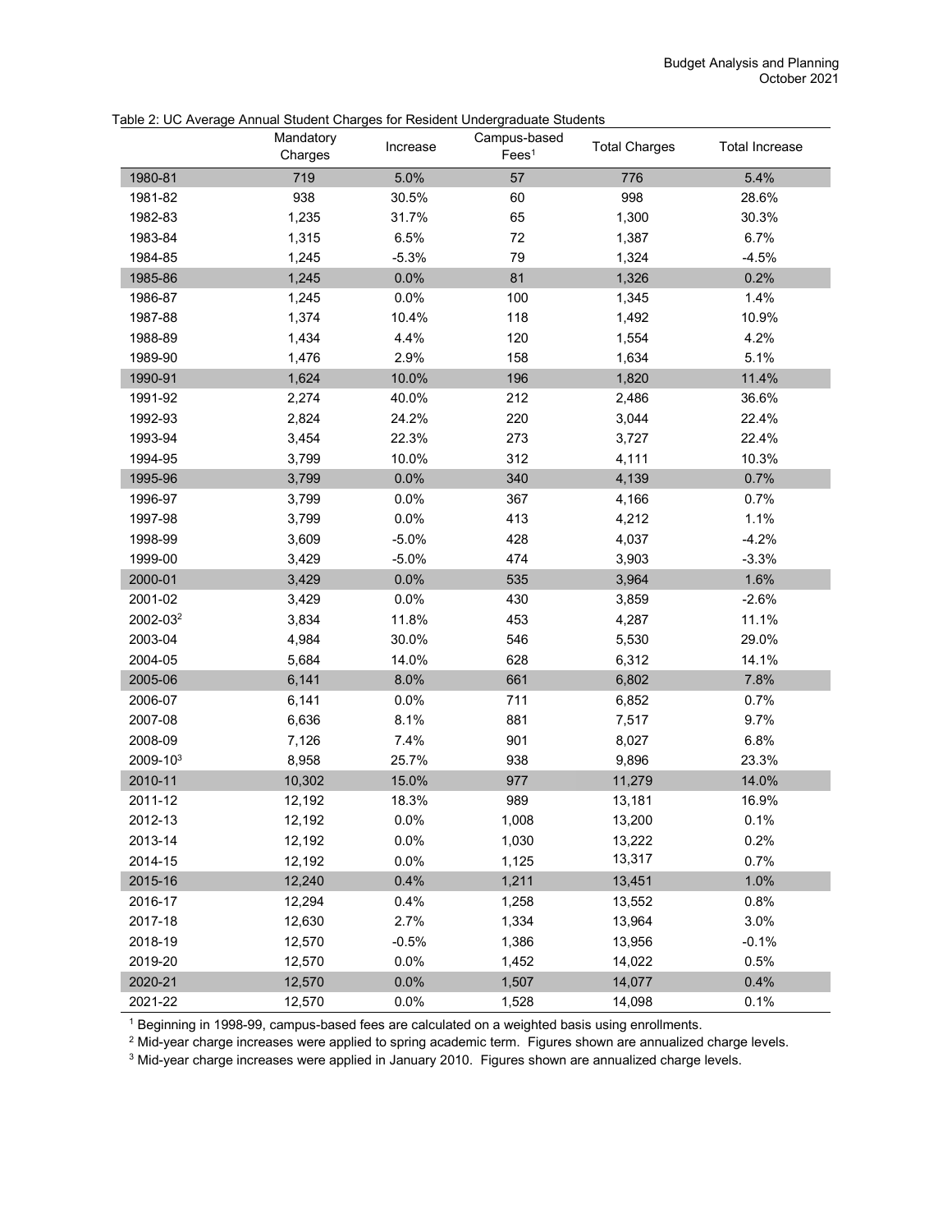Table 2: UC Average Annual Student Charges for Resident Undergraduate Students

| | Mandatory Charges | Increase | Campus-based Fees[1] | Total Charges | Total Increase |
|---|---|---|---|---|---|
| 1980-81 | 719 | 5.0% | 57 | 776 | 5.4% |
| 1981-82 | 938 | 30.5% | 60 | 998 | 28.6% |
| 1982-83 | 1,235 | 31.7% | 65 | 1,300 | 30.3% |
| 1983-84 | 1,315 | 6.5% | 72 | 1,387 | 6.7% |
| 1984-85 | 1,245 | -5.3% | 79 | 1,324 | -4.5% |
| 1985-86 | 1,245 | 0.0% | 81 | 1,326 | 0.2% |
| 1986-87 | 1,245 | 0.0% | 100 | 1,345 | 1.4% |
| 1987-88 | 1,374 | 10.4% | 118 | 1,492 | 10.9% |
| 1988-89 | 1,434 | 4.4% | 120 | 1,554 | 4.2% |
| 1989-90 | 1,476 | 2.9% | 158 | 1,634 | 5.1% |
| 1990-91 | 1,624 | 10.0% | 196 | 1,820 | 11.4% |
| 1991-92 | 2,274 | 40.0% | 212 | 2,486 | 36.6% |
| 1992-93 | 2,824 | 24.2% | 220 | 3,044 | 22.4% |
| 1993-94 | 3,454 | 22.3% | 273 | 3,727 | 22.4% |
| 1994-95 | 3,799 | 10.0% | 312 | 4,111 | 10.3% |
| 1995-96 | 3,799 | 0.0% | 340 | 4,139 | 0.7% |
| 1996-97 | 3,799 | 0.0% | 367 | 4,166 | 0.7% |
| 1997-98 | 3,799 | 0.0% | 413 | 4,212 | 1.1% |
| 1998-99 | 3,609 | -5.0% | 428 | 4,037 | -4.2% |
| 1999-00 | 3,429 | -5.0% | 474 | 3,903 | -3.3% |
| 2000-01 | 3,429 | 0.0% | 535 | 3,964 | 1.6% |
| 2001-02 | 3,429 | 0.0% | 430 | 3,859 | -2.6% |
| 2002-03[2] | 3,834 | 11.8% | 453 | 4,287 | 11.1% |
| 2003-04 | 4,984 | 30.0% | 546 | 5,530 | 29.0% |
| 2004-05 | 5,684 | 14.0% | 628 | 6,312 | 14.1% |
| 2005-06 | 6,141 | 8.0% | 661 | 6,802 | 7.8% |
| 2006-07 | 6,141 | 0.0% | 711 | 6,852 | 0.7% |
| 2007-08 | 6,636 | 8.1% | 881 | 7,517 | 9.7% |
| 2008-09 | 7,126 | 7.4% | 901 | 8,027 | 6.8% |
| 2009-10[3] | 8,958 | 25.7% | 938 | 9,896 | 23.3% |
| 2010-11 | 10,302 | 15.0% | 977 | 11,279 | 14.0% |
| 2011-12 | 12,192 | 18.3% | 989 | 13,181 | 16.9% |
| 2012-13 | 12,192 | 0.0% | 1,008 | 13,200 | 0.1% |
| 2013-14 | 12,192 | 0.0% | 1,030 | 13,222 | 0.2% |
| 2014-15 | 12,192 | 0.0% | 1,125 | 13,317 | 0.7% |
| 2015-16 | 12,240 | 0.4% | 1,211 | 13,451 | 1.0% |
| 2016-17 | 12,294 | 0.4% | 1,258 | 13,552 | 0.8% |
| 2017-18 | 12,630 | 2.7% | 1,334 | 13,964 | 3.0% |
| 2018-19 | 12,570 | -0.5% | 1,386 | 13,956 | -0.1% |
| 2019-20 | 12,570 | 0.0% | 1,452 | 14,022 | 0.5% |
| 2020-21 | 12,570 | 0.0% | 1,507 | 14,077 | 0.4% |
| 2021-22 | 12,570 | 0.0% | 1,528 | 14,098 | 0.1% |

[1] Beginning in 1998-99, campus-based fees are calculated on a weighted basis using enrollments.

[2] Mid-year charge increases were applied to spring academic term. Figures shown are annualized charge levels.

[3] Mid-year charge increases were applied in January 2010. Figures shown are annualized charge levels.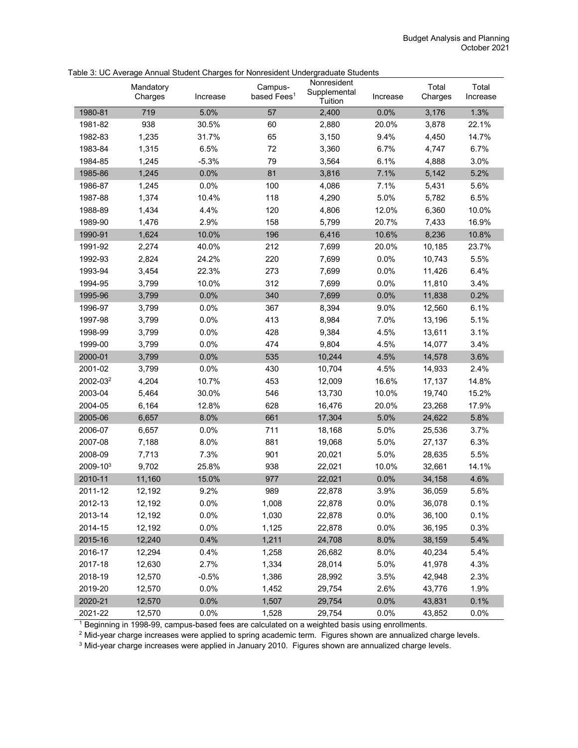Table 3: UC Average Annual Student Charges for Nonresident Undergraduate Students

| | Mandatory Charges | Increase | Campus-based Fees[1] | Nonresident Supplemental Tuition | Increase | Total Charges | Total Increase |
|---|---|---|---|---|---|---|---|
| 1980-81 | 719 | 5.0% | 57 | 2,400 | 0.0% | 3,176 | 1.3% |
| 1981-82 | 938 | 30.5% | 60 | 2,880 | 20.0% | 3,878 | 22.1% |
| 1982-83 | 1,235 | 31.7% | 65 | 3,150 | 9.4% | 4,450 | 14.7% |
| 1983-84 | 1,315 | 6.5% | 72 | 3,360 | 6.7% | 4,747 | 6.7% |
| 1984-85 | 1,245 | -5.3% | 79 | 3,564 | 6.1% | 4,888 | 3.0% |
| 1985-86 | 1,245 | 0.0% | 81 | 3,816 | 7.1% | 5,142 | 5.2% |
| 1986-87 | 1,245 | 0.0% | 100 | 4,086 | 7.1% | 5,431 | 5.6% |
| 1987-88 | 1,374 | 10.4% | 118 | 4,290 | 5.0% | 5,782 | 6.5% |
| 1988-89 | 1,434 | 4.4% | 120 | 4,806 | 12.0% | 6,360 | 10.0% |
| 1989-90 | 1,476 | 2.9% | 158 | 5,799 | 20.7% | 7,433 | 16.9% |
| 1990-91 | 1,624 | 10.0% | 196 | 6,416 | 10.6% | 8,236 | 10.8% |
| 1991-92 | 2,274 | 40.0% | 212 | 7,699 | 20.0% | 10,185 | 23.7% |
| 1992-93 | 2,824 | 24.2% | 220 | 7,699 | 0.0% | 10,743 | 5.5% |
| 1993-94 | 3,454 | 22.3% | 273 | 7,699 | 0.0% | 11,426 | 6.4% |
| 1994-95 | 3,799 | 10.0% | 312 | 7,699 | 0.0% | 11,810 | 3.4% |
| 1995-96 | 3,799 | 0.0% | 340 | 7,699 | 0.0% | 11,838 | 0.2% |
| 1996-97 | 3,799 | 0.0% | 367 | 8,394 | 9.0% | 12,560 | 6.1% |
| 1997-98 | 3,799 | 0.0% | 413 | 8,984 | 7.0% | 13,196 | 5.1% |
| 1998-99 | 3,799 | 0.0% | 428 | 9,384 | 4.5% | 13,611 | 3.1% |
| 1999-00 | 3,799 | 0.0% | 474 | 9,804 | 4.5% | 14,077 | 3.4% |
| 2000-01 | 3,799 | 0.0% | 535 | 10,244 | 4.5% | 14,578 | 3.6% |
| 2001-02 | 3,799 | 0.0% | 430 | 10,704 | 4.5% | 14,933 | 2.4% |
| 2002-03[2] | 4,204 | 10.7% | 453 | 12,009 | 16.6% | 17,137 | 14.8% |
| 2003-04 | 5,464 | 30.0% | 546 | 13,730 | 10.0% | 19,740 | 15.2% |
| 2004-05 | 6,164 | 12.8% | 628 | 16,476 | 20.0% | 23,268 | 17.9% |
| 2005-06 | 6,657 | 8.0% | 661 | 17,304 | 5.0% | 24,622 | 5.8% |
| 2006-07 | 6,657 | 0.0% | 711 | 18,168 | 5.0% | 25,536 | 3.7% |
| 2007-08 | 7,188 | 8.0% | 881 | 19,068 | 5.0% | 27,137 | 6.3% |
| 2008-09 | 7,713 | 7.3% | 901 | 20,021 | 5.0% | 28,635 | 5.5% |
| 2009-10[3] | 9,702 | 25.8% | 938 | 22,021 | 10.0% | 32,661 | 14.1% |
| 2010-11 | 11,160 | 15.0% | 977 | 22,021 | 0.0% | 34,158 | 4.6% |
| 2011-12 | 12,192 | 9.2% | 989 | 22,878 | 3.9% | 36,059 | 5.6% |
| 2012-13 | 12,192 | 0.0% | 1,008 | 22,878 | 0.0% | 36,078 | 0.1% |
| 2013-14 | 12,192 | 0.0% | 1,030 | 22,878 | 0.0% | 36,100 | 0.1% |
| 2014-15 | 12,192 | 0.0% | 1,125 | 22,878 | 0.0% | 36,195 | 0.3% |
| 2015-16 | 12,240 | 0.4% | 1,211 | 24,708 | 8.0% | 38,159 | 5.4% |
| 2016-17 | 12,294 | 0.4% | 1,258 | 26,682 | 8.0% | 40,234 | 5.4% |
| 2017-18 | 12,630 | 2.7% | 1,334 | 28,014 | 5.0% | 41,978 | 4.3% |
| 2018-19 | 12,570 | -0.5% | 1,386 | 28,992 | 3.5% | 42,948 | 2.3% |
| 2019-20 | 12,570 | 0.0% | 1,452 | 29,754 | 2.6% | 43,776 | 1.9% |
| 2020-21 | 12,570 | 0.0% | 1,507 | 29,754 | 0.0% | 43,831 | 0.1% |
| 2021-22 | 12,570 | 0.0% | 1,528 | 29,754 | 0.0% | 43,852 | 0.0% |

[1] Beginning in 1998-99, campus-based fees are calculated on a weighted basis using enrollments.

[2] Mid-year charge increases were applied to spring academic term. Figures shown are annualized charge levels.

[3] Mid-year charge increases were applied in January 2010. Figures shown are annualized charge levels.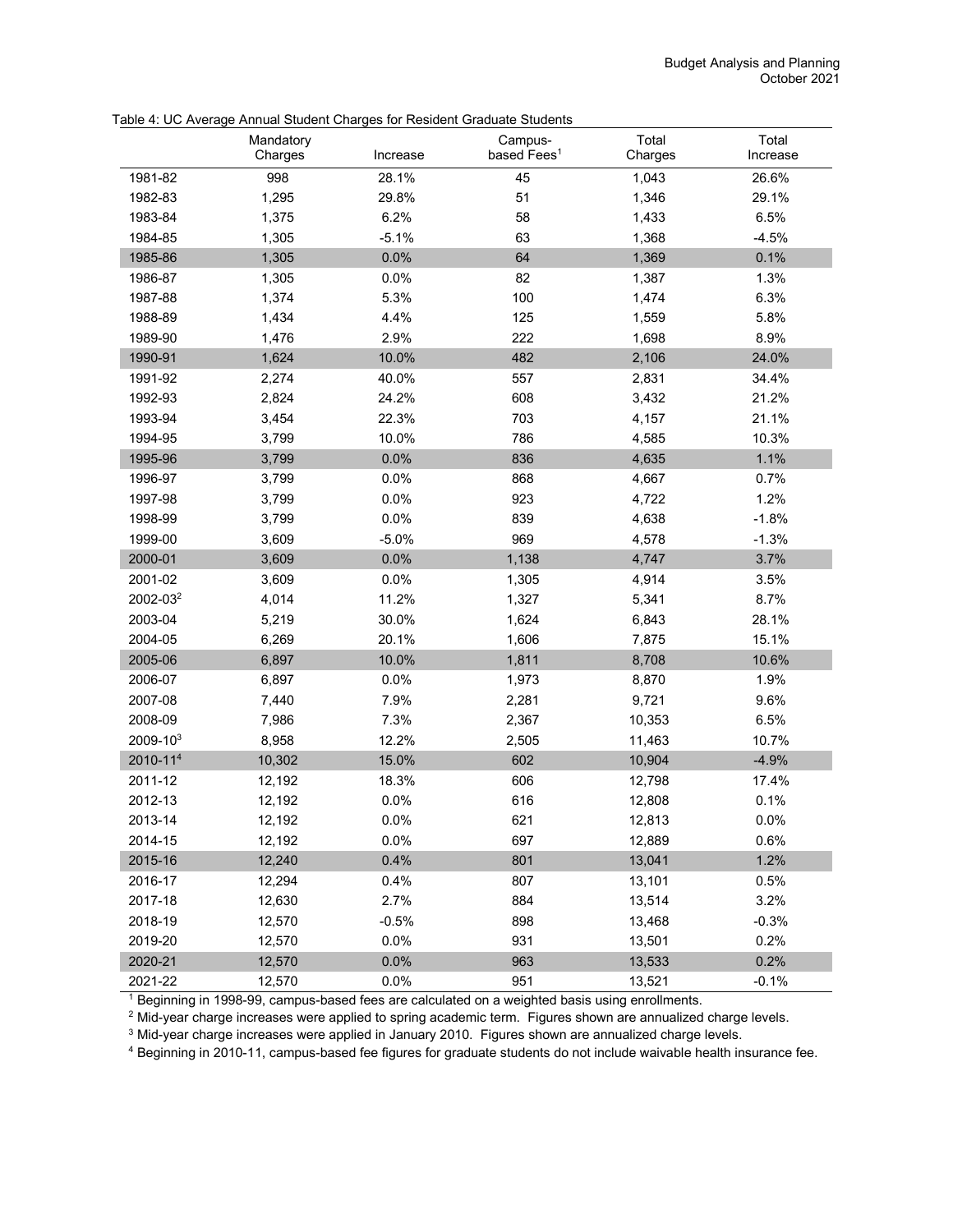Table 4: UC Average Annual Student Charges for Resident Graduate Students

| | Mandatory Charges | Increase | Campus-based Fees[1] | Total Charges | Total Increase |
|---|---|---|---|---|---|
| 1981-82 | 998 | 28.1% | 45 | 1,043 | 26.6% |
| 1982-83 | 1,295 | 29.8% | 51 | 1,346 | 29.1% |
| 1983-84 | 1,375 | 6.2% | 58 | 1,433 | 6.5% |
| 1984-85 | 1,305 | -5.1% | 63 | 1,368 | -4.5% |
| 1985-86 | 1,305 | 0.0% | 64 | 1,369 | 0.1% |
| 1986-87 | 1,305 | 0.0% | 82 | 1,387 | 1.3% |
| 1987-88 | 1,374 | 5.3% | 100 | 1,474 | 6.3% |
| 1988-89 | 1,434 | 4.4% | 125 | 1,559 | 5.8% |
| 1989-90 | 1,476 | 2.9% | 222 | 1,698 | 8.9% |
| 1990-91 | 1,624 | 10.0% | 482 | 2,106 | 24.0% |
| 1991-92 | 2,274 | 40.0% | 557 | 2,831 | 34.4% |
| 1992-93 | 2,824 | 24.2% | 608 | 3,432 | 21.2% |
| 1993-94 | 3,454 | 22.3% | 703 | 4,157 | 21.1% |
| 1994-95 | 3,799 | 10.0% | 786 | 4,585 | 10.3% |
| 1995-96 | 3,799 | 0.0% | 836 | 4,635 | 1.1% |
| 1996-97 | 3,799 | 0.0% | 868 | 4,667 | 0.7% |
| 1997-98 | 3,799 | 0.0% | 923 | 4,722 | 1.2% |
| 1998-99 | 3,799 | 0.0% | 839 | 4,638 | -1.8% |
| 1999-00 | 3,609 | -5.0% | 969 | 4,578 | -1.3% |
| 2000-01 | 3,609 | 0.0% | 1,138 | 4,747 | 3.7% |
| 2001-02 | 3,609 | 0.0% | 1,305 | 4,914 | 3.5% |
| 2002-03[2] | 4,014 | 11.2% | 1,327 | 5,341 | 8.7% |
| 2003-04 | 5,219 | 30.0% | 1,624 | 6,843 | 28.1% |
| 2004-05 | 6,269 | 20.1% | 1,606 | 7,875 | 15.1% |
| 2005-06 | 6,897 | 10.0% | 1,811 | 8,708 | 10.6% |
| 2006-07 | 6,897 | 0.0% | 1,973 | 8,870 | 1.9% |
| 2007-08 | 7,440 | 7.9% | 2,281 | 9,721 | 9.6% |
| 2008-09 | 7,986 | 7.3% | 2,367 | 10,353 | 6.5% |
| 2009-10[3] | 8,958 | 12.2% | 2,505 | 11,463 | 10.7% |
| 2010-11[4] | 10,302 | 15.0% | 602 | 10,904 | -4.9% |
| 2011-12 | 12,192 | 18.3% | 606 | 12,798 | 17.4% |
| 2012-13 | 12,192 | 0.0% | 616 | 12,808 | 0.1% |
| 2013-14 | 12,192 | 0.0% | 621 | 12,813 | 0.0% |
| 2014-15 | 12,192 | 0.0% | 697 | 12,889 | 0.6% |
| 2015-16 | 12,240 | 0.4% | 801 | 13,041 | 1.2% |
| 2016-17 | 12,294 | 0.4% | 807 | 13,101 | 0.5% |
| 2017-18 | 12,630 | 2.7% | 884 | 13,514 | 3.2% |
| 2018-19 | 12,570 | -0.5% | 898 | 13,468 | -0.3% |
| 2019-20 | 12,570 | 0.0% | 931 | 13,501 | 0.2% |
| 2020-21 | 12,570 | 0.0% | 963 | 13,533 | 0.2% |
| 2021-22 | 12,570 | 0.0% | 951 | 13,521 | -0.1% |

[1] Beginning in 1998-99, campus-based fees are calculated on a weighted basis using enrollments.

[2] Mid-year charge increases were applied to spring academic term. Figures shown are annualized charge levels.

[3] Mid-year charge increases were applied in January 2010. Figures shown are annualized charge levels.

[4] Beginning in 2010-11, campus-based fee figures for graduate students do not include waivable health insurance fee.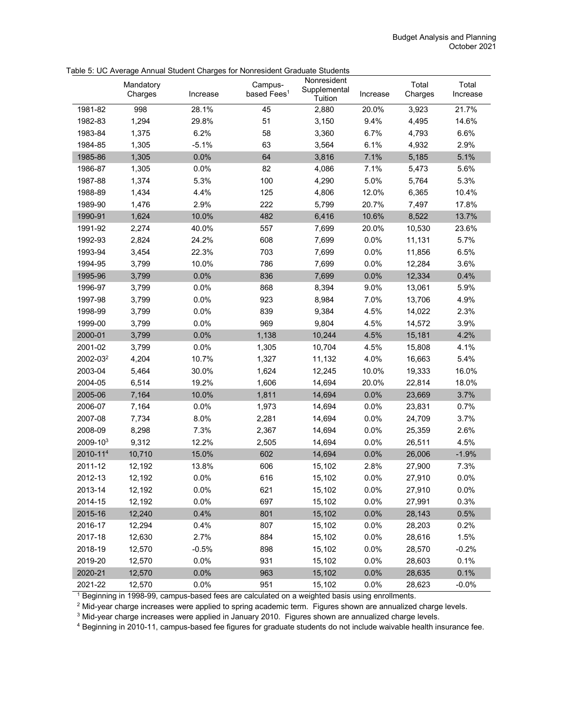Table 5: UC Average Annual Student Charges for Nonresident Graduate Students

| | Mandatory Charges | Increase | Campus-based Fees[1] | Nonresident Supplemental Tuition | Increase | Total Charges | Total Increase |
|---|---|---|---|---|---|---|---|
| 1981-82 | 998 | 28.1% | 45 | 2,880 | 20.0% | 3,923 | 21.7% |
| 1982-83 | 1,294 | 29.8% | 51 | 3,150 | 9.4% | 4,495 | 14.6% |
| 1983-84 | 1,375 | 6.2% | 58 | 3,360 | 6.7% | 4,793 | 6.6% |
| 1984-85 | 1,305 | -5.1% | 63 | 3,564 | 6.1% | 4,932 | 2.9% |
| 1985-86 | 1,305 | 0.0% | 64 | 3,816 | 7.1% | 5,185 | 5.1% |
| 1986-87 | 1,305 | 0.0% | 82 | 4,086 | 7.1% | 5,473 | 5.6% |
| 1987-88 | 1,374 | 5.3% | 100 | 4,290 | 5.0% | 5,764 | 5.3% |
| 1988-89 | 1,434 | 4.4% | 125 | 4,806 | 12.0% | 6,365 | 10.4% |
| 1989-90 | 1,476 | 2.9% | 222 | 5,799 | 20.7% | 7,497 | 17.8% |
| 1990-91 | 1,624 | 10.0% | 482 | 6,416 | 10.6% | 8,522 | 13.7% |
| 1991-92 | 2,274 | 40.0% | 557 | 7,699 | 20.0% | 10,530 | 23.6% |
| 1992-93 | 2,824 | 24.2% | 608 | 7,699 | 0.0% | 11,131 | 5.7% |
| 1993-94 | 3,454 | 22.3% | 703 | 7,699 | 0.0% | 11,856 | 6.5% |
| 1994-95 | 3,799 | 10.0% | 786 | 7,699 | 0.0% | 12,284 | 3.6% |
| 1995-96 | 3,799 | 0.0% | 836 | 7,699 | 0.0% | 12,334 | 0.4% |
| 1996-97 | 3,799 | 0.0% | 868 | 8,394 | 9.0% | 13,061 | 5.9% |
| 1997-98 | 3,799 | 0.0% | 923 | 8,984 | 7.0% | 13,706 | 4.9% |
| 1998-99 | 3,799 | 0.0% | 839 | 9,384 | 4.5% | 14,022 | 2.3% |
| 1999-00 | 3,799 | 0.0% | 969 | 9,804 | 4.5% | 14,572 | 3.9% |
| 2000-01 | 3,799 | 0.0% | 1,138 | 10,244 | 4.5% | 15,181 | 4.2% |
| 2001-02 | 3,799 | 0.0% | 1,305 | 10,704 | 4.5% | 15,808 | 4.1% |
| 2002-03[2] | 4,204 | 10.7% | 1,327 | 11,132 | 4.0% | 16,663 | 5.4% |
| 2003-04 | 5,464 | 30.0% | 1,624 | 12,245 | 10.0% | 19,333 | 16.0% |
| 2004-05 | 6,514 | 19.2% | 1,606 | 14,694 | 20.0% | 22,814 | 18.0% |
| 2005-06 | 7,164 | 10.0% | 1,811 | 14,694 | 0.0% | 23,669 | 3.7% |
| 2006-07 | 7,164 | 0.0% | 1,973 | 14,694 | 0.0% | 23,831 | 0.7% |
| 2007-08 | 7,734 | 8.0% | 2,281 | 14,694 | 0.0% | 24,709 | 3.7% |
| 2008-09 | 8,298 | 7.3% | 2,367 | 14,694 | 0.0% | 25,359 | 2.6% |
| 2009-10[3] | 9,312 | 12.2% | 2,505 | 14,694 | 0.0% | 26,511 | 4.5% |
| 2010-11[4] | 10,710 | 15.0% | 602 | 14,694 | 0.0% | 26,006 | -1.9% |
| 2011-12 | 12,192 | 13.8% | 606 | 15,102 | 2.8% | 27,900 | 7.3% |
| 2012-13 | 12,192 | 0.0% | 616 | 15,102 | 0.0% | 27,910 | 0.0% |
| 2013-14 | 12,192 | 0.0% | 621 | 15,102 | 0.0% | 27,910 | 0.0% |
| 2014-15 | 12,192 | 0.0% | 697 | 15,102 | 0.0% | 27,991 | 0.3% |
| 2015-16 | 12,240 | 0.4% | 801 | 15,102 | 0.0% | 28,143 | 0.5% |
| 2016-17 | 12,294 | 0.4% | 807 | 15,102 | 0.0% | 28,203 | 0.2% |
| 2017-18 | 12,630 | 2.7% | 884 | 15,102 | 0.0% | 28,616 | 1.5% |
| 2018-19 | 12,570 | -0.5% | 898 | 15,102 | 0.0% | 28,570 | -0.2% |
| 2019-20 | 12,570 | 0.0% | 931 | 15,102 | 0.0% | 28,603 | 0.1% |
| 2020-21 | 12,570 | 0.0% | 963 | 15,102 | 0.0% | 28,635 | 0.1% |
| 2021-22 | 12,570 | 0.0% | 951 | 15,102 | 0.0% | 28,623 | -0.0% |

[1] Beginning in 1998-99, campus-based fees are calculated on a weighted basis using enrollments.

[2] Mid-year charge increases were applied to spring academic term. Figures shown are annualized charge levels.

[3] Mid-year charge increases were applied in January 2010. Figures shown are annualized charge levels.

[4] Beginning in 2010-11, campus-based fee figures for graduate students do not include waivable health insurance fee.